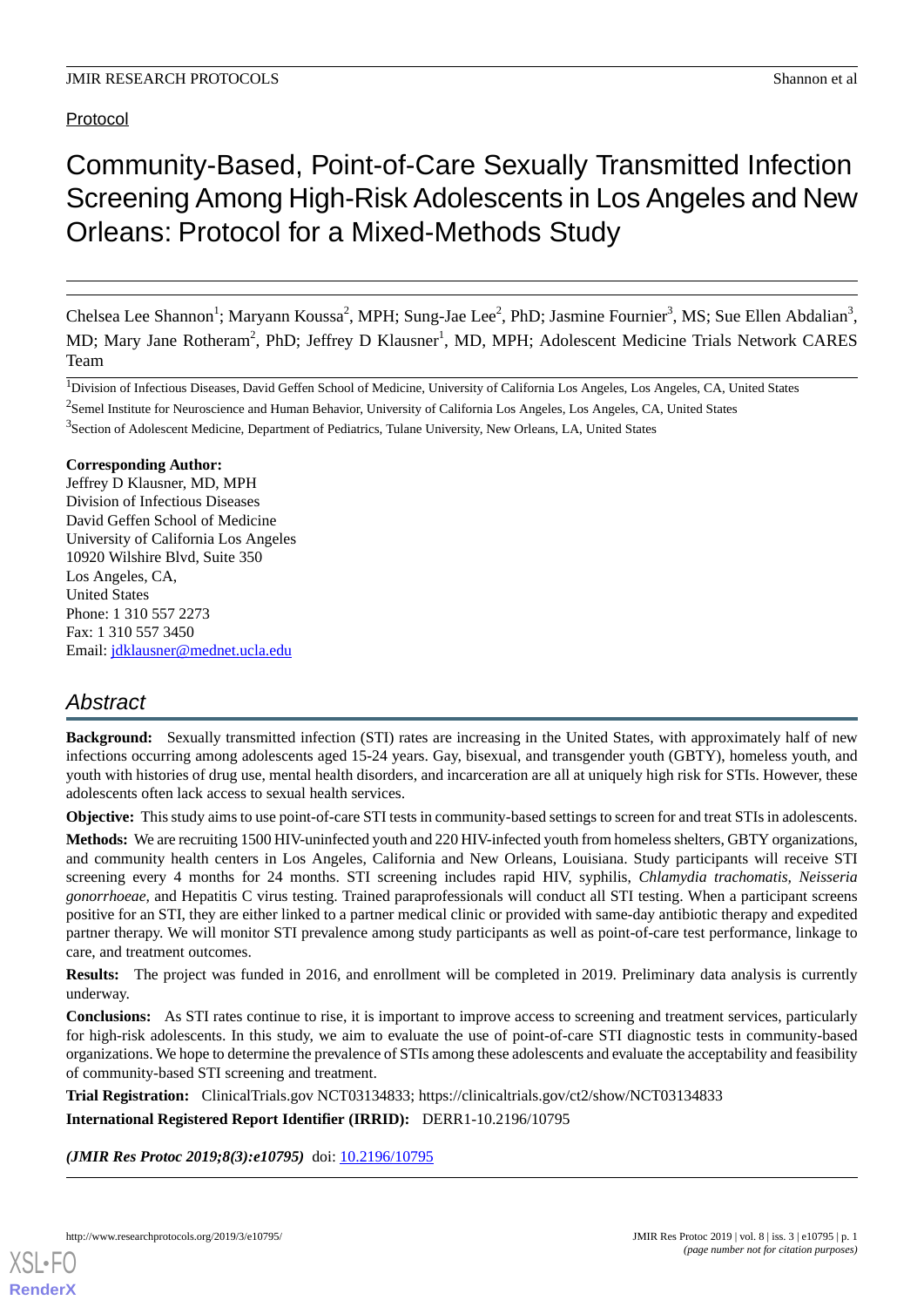Protocol

# Community-Based, Point-of-Care Sexually Transmitted Infection Screening Among High-Risk Adolescents in Los Angeles and New Orleans: Protocol for a Mixed-Methods Study

Chelsea Lee Shannon[1]; Maryann Koussa[2], MPH; Sung-Jae Lee[2], PhD; Jasmine Fournier[3], MS; Sue Ellen Abdalian[3], MD; Mary Jane Rotheram[2], PhD; Jeffrey D Klausner[1], MD, MPH; Adolescent Medicine Trials Network CARES Team

[1]Division of Infectious Diseases, David Geffen School of Medicine, University of California Los Angeles, Los Angeles, CA, United States

[2]Semel Institute for Neuroscience and Human Behavior, University of California Los Angeles, Los Angeles, CA, United States

[3]Section of Adolescent Medicine, Department of Pediatrics, Tulane University, New Orleans, LA, United States

**Corresponding Author:**
Jeffrey D Klausner, MD, MPH
Division of Infectious Diseases
David Geffen School of Medicine
University of California Los Angeles
10920 Wilshire Blvd, Suite 350
Los Angeles, CA,
United States
Phone: 1 310 557 2273
Fax: 1 310 557 3450
Email: jdklausner@mednet.ucla.edu

## Abstract

**Background:** Sexually transmitted infection (STI) rates are increasing in the United States, with approximately half of new infections occurring among adolescents aged 15-24 years. Gay, bisexual, and transgender youth (GBTY), homeless youth, and youth with histories of drug use, mental health disorders, and incarceration are all at uniquely high risk for STIs. However, these adolescents often lack access to sexual health services.

**Objective:** This study aims to use point-of-care STI tests in community-based settings to screen for and treat STIs in adolescents.

**Methods:** We are recruiting 1500 HIV-uninfected youth and 220 HIV-infected youth from homeless shelters, GBTY organizations, and community health centers in Los Angeles, California and New Orleans, Louisiana. Study participants will receive STI screening every 4 months for 24 months. STI screening includes rapid HIV, syphilis, *Chlamydia trachomatis*, *Neisseria gonorrhoeae*, and Hepatitis C virus testing. Trained paraprofessionals will conduct all STI testing. When a participant screens positive for an STI, they are either linked to a partner medical clinic or provided with same-day antibiotic therapy and expedited partner therapy. We will monitor STI prevalence among study participants as well as point-of-care test performance, linkage to care, and treatment outcomes.

**Results:** The project was funded in 2016, and enrollment will be completed in 2019. Preliminary data analysis is currently underway.

**Conclusions:** As STI rates continue to rise, it is important to improve access to screening and treatment services, particularly for high-risk adolescents. In this study, we aim to evaluate the use of point-of-care STI diagnostic tests in community-based organizations. We hope to determine the prevalence of STIs among these adolescents and evaluate the acceptability and feasibility of community-based STI screening and treatment.

**Trial Registration:** ClinicalTrials.gov NCT03134833; https://clinicaltrials.gov/ct2/show/NCT03134833

**International Registered Report Identifier (IRRID):** DERR1-10.2196/10795

***(JMIR Res Protoc 2019;8(3):e10795)*** doi: 10.2196/10795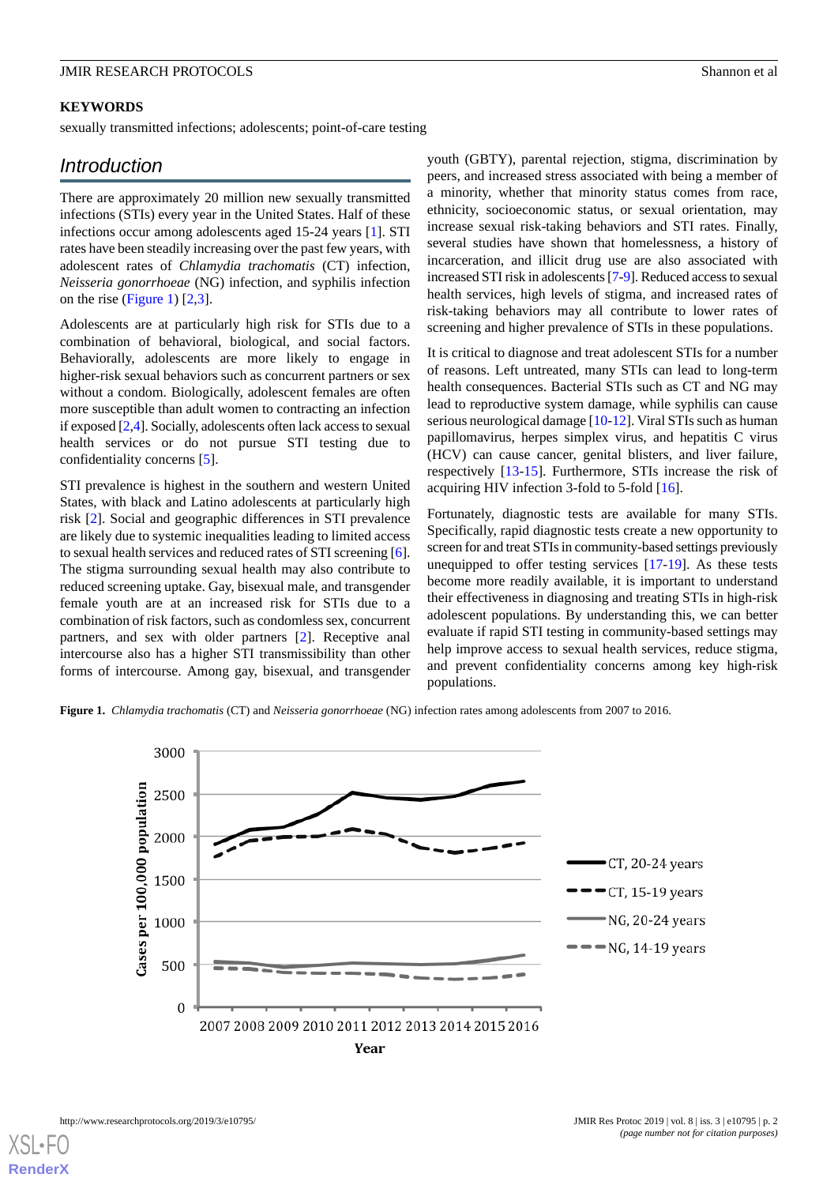**KEYWORDS**

sexually transmitted infections; adolescents; point-of-care testing

## Introduction

There are approximately 20 million new sexually transmitted infections (STIs) every year in the United States. Half of these infections occur among adolescents aged 15-24 years [1]. STI rates have been steadily increasing over the past few years, with adolescent rates of *Chlamydia trachomatis* (CT) infection, *Neisseria gonorrhoeae* (NG) infection, and syphilis infection on the rise (Figure 1) [2,3].

Adolescents are at particularly high risk for STIs due to a combination of behavioral, biological, and social factors. Behaviorally, adolescents are more likely to engage in higher-risk sexual behaviors such as concurrent partners or sex without a condom. Biologically, adolescent females are often more susceptible than adult women to contracting an infection if exposed [2,4]. Socially, adolescents often lack access to sexual health services or do not pursue STI testing due to confidentiality concerns [5].

STI prevalence is highest in the southern and western United States, with black and Latino adolescents at particularly high risk [2]. Social and geographic differences in STI prevalence are likely due to systemic inequalities leading to limited access to sexual health services and reduced rates of STI screening [6]. The stigma surrounding sexual health may also contribute to reduced screening uptake. Gay, bisexual male, and transgender female youth are at an increased risk for STIs due to a combination of risk factors, such as condomless sex, concurrent partners, and sex with older partners [2]. Receptive anal intercourse also has a higher STI transmissibility than other forms of intercourse. Among gay, bisexual, and transgender youth (GBTY), parental rejection, stigma, discrimination by peers, and increased stress associated with being a member of a minority, whether that minority status comes from race, ethnicity, socioeconomic status, or sexual orientation, may increase sexual risk-taking behaviors and STI rates. Finally, several studies have shown that homelessness, a history of incarceration, and illicit drug use are also associated with increased STI risk in adolescents [7-9]. Reduced access to sexual health services, high levels of stigma, and increased rates of risk-taking behaviors may all contribute to lower rates of screening and higher prevalence of STIs in these populations.

It is critical to diagnose and treat adolescent STIs for a number of reasons. Left untreated, many STIs can lead to long-term health consequences. Bacterial STIs such as CT and NG may lead to reproductive system damage, while syphilis can cause serious neurological damage [10-12]. Viral STIs such as human papillomavirus, herpes simplex virus, and hepatitis C virus (HCV) can cause cancer, genital blisters, and liver failure, respectively [13-15]. Furthermore, STIs increase the risk of acquiring HIV infection 3-fold to 5-fold [16].

Fortunately, diagnostic tests are available for many STIs. Specifically, rapid diagnostic tests create a new opportunity to screen for and treat STIs in community-based settings previously unequipped to offer testing services [17-19]. As these tests become more readily available, it is important to understand their effectiveness in diagnosing and treating STIs in high-risk adolescent populations. By understanding this, we can better evaluate if rapid STI testing in community-based settings may help improve access to sexual health services, reduce stigma, and prevent confidentiality concerns among key high-risk populations.

**Figure 1.** *Chlamydia trachomatis* (CT) and *Neisseria gonorrhoeae* (NG) infection rates among adolescents from 2007 to 2016.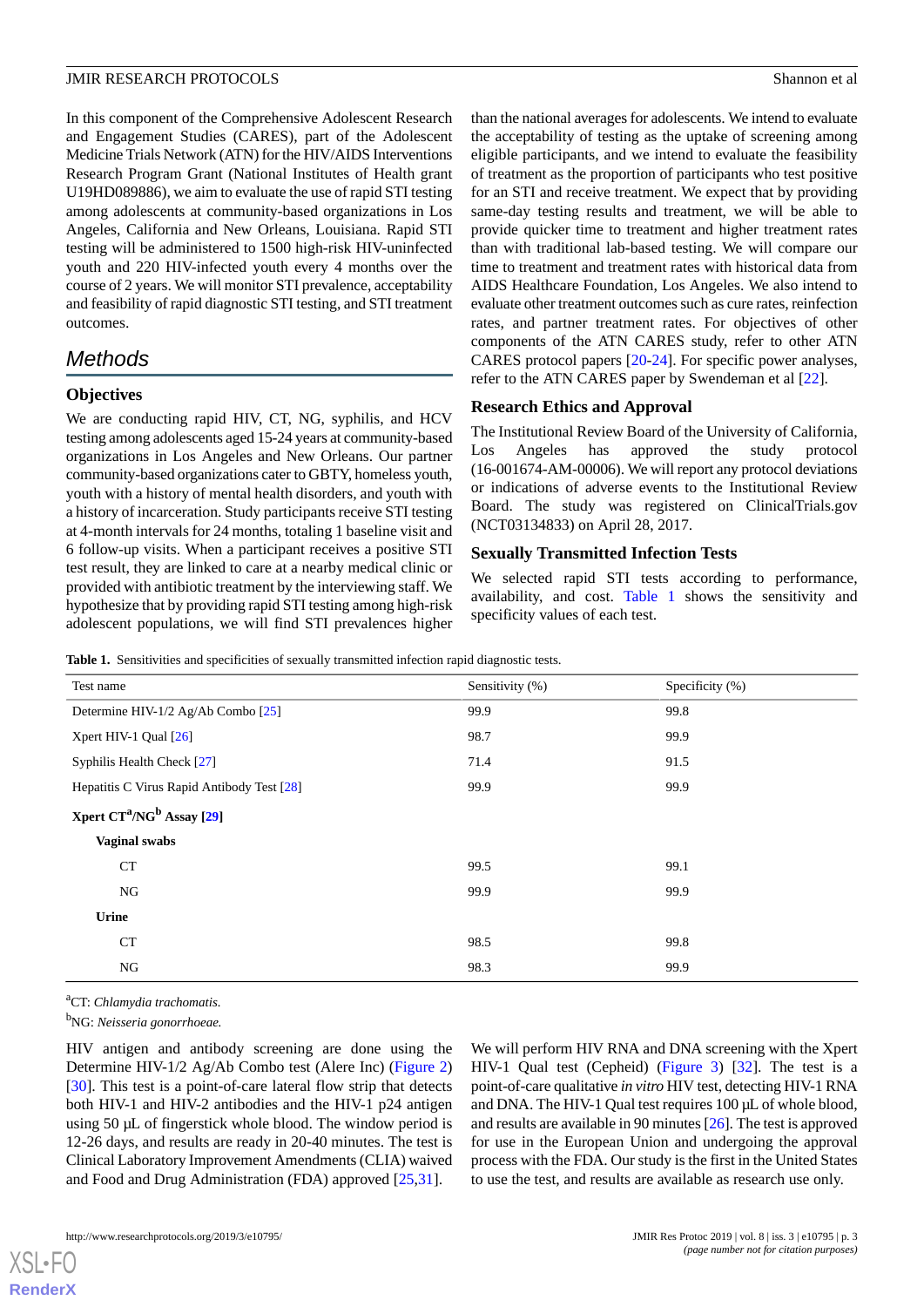In this component of the Comprehensive Adolescent Research and Engagement Studies (CARES), part of the Adolescent Medicine Trials Network (ATN) for the HIV/AIDS Interventions Research Program Grant (National Institutes of Health grant U19HD089886), we aim to evaluate the use of rapid STI testing among adolescents at community-based organizations in Los Angeles, California and New Orleans, Louisiana. Rapid STI testing will be administered to 1500 high-risk HIV-uninfected youth and 220 HIV-infected youth every 4 months over the course of 2 years. We will monitor STI prevalence, acceptability and feasibility of rapid diagnostic STI testing, and STI treatment outcomes.

## Methods

### Objectives

We are conducting rapid HIV, CT, NG, syphilis, and HCV testing among adolescents aged 15-24 years at community-based organizations in Los Angeles and New Orleans. Our partner community-based organizations cater to GBTY, homeless youth, youth with a history of mental health disorders, and youth with a history of incarceration. Study participants receive STI testing at 4-month intervals for 24 months, totaling 1 baseline visit and 6 follow-up visits. When a participant receives a positive STI test result, they are linked to care at a nearby medical clinic or provided with antibiotic treatment by the interviewing staff. We hypothesize that by providing rapid STI testing among high-risk adolescent populations, we will find STI prevalences higher than the national averages for adolescents. We intend to evaluate the acceptability of testing as the uptake of screening among eligible participants, and we intend to evaluate the feasibility of treatment as the proportion of participants who test positive for an STI and receive treatment. We expect that by providing same-day testing results and treatment, we will be able to provide quicker time to treatment and higher treatment rates than with traditional lab-based testing. We will compare our time to treatment and treatment rates with historical data from AIDS Healthcare Foundation, Los Angeles. We also intend to evaluate other treatment outcomes such as cure rates, reinfection rates, and partner treatment rates. For objectives of other components of the ATN CARES study, refer to other ATN CARES protocol papers [20-24]. For specific power analyses, refer to the ATN CARES paper by Swendeman et al [22].

### Research Ethics and Approval

The Institutional Review Board of the University of California, Los Angeles has approved the study protocol (16-001674-AM-00006). We will report any protocol deviations or indications of adverse events to the Institutional Review Board. The study was registered on ClinicalTrials.gov (NCT03134833) on April 28, 2017.

### Sexually Transmitted Infection Tests

We selected rapid STI tests according to performance, availability, and cost. Table 1 shows the sensitivity and specificity values of each test.

**Table 1.** Sensitivities and specificities of sexually transmitted infection rapid diagnostic tests.

| Test name | Sensitivity (%) | Specificity (%) |
|---|---|---|
| Determine HIV-1/2 Ag/Ab Combo [25] | 99.9 | 99.8 |
| Xpert HIV-1 Qual [26] | 98.7 | 99.9 |
| Syphilis Health Check [27] | 71.4 | 91.5 |
| Hepatitis C Virus Rapid Antibody Test [28] | 99.9 | 99.9 |
| **Xpert CT[a]/NG[b] Assay [29]** | | |
| **Vaginal swabs** | | |
| CT | 99.5 | 99.1 |
| NG | 99.9 | 99.9 |
| **Urine** | | |
| CT | 98.5 | 99.8 |
| NG | 98.3 | 99.9 |

[a]CT: *Chlamydia trachomatis.*

[b]NG: *Neisseria gonorrhoeae.*

HIV antigen and antibody screening are done using the Determine HIV-1/2 Ag/Ab Combo test (Alere Inc) (Figure 2) [30]. This test is a point-of-care lateral flow strip that detects both HIV-1 and HIV-2 antibodies and the HIV-1 p24 antigen using 50 µL of fingerstick whole blood. The window period is 12-26 days, and results are ready in 20-40 minutes. The test is Clinical Laboratory Improvement Amendments (CLIA) waived and Food and Drug Administration (FDA) approved [25,31].

We will perform HIV RNA and DNA screening with the Xpert HIV-1 Qual test (Cepheid) (Figure 3) [32]. The test is a point-of-care qualitative *in vitro* HIV test, detecting HIV-1 RNA and DNA. The HIV-1 Qual test requires 100 µL of whole blood, and results are available in 90 minutes [26]. The test is approved for use in the European Union and undergoing the approval process with the FDA. Our study is the first in the United States to use the test, and results are available as research use only.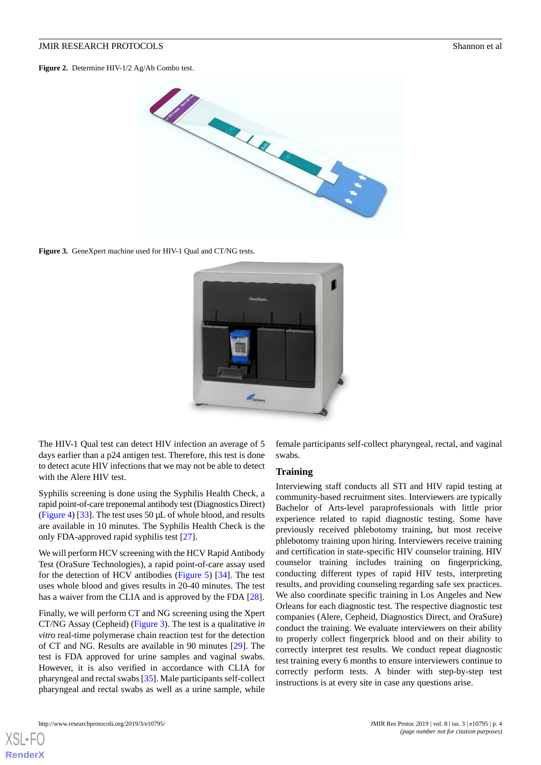**Figure 2.** Determine HIV-1/2 Ag/Ab Combo test.

**Figure 3.** GeneXpert machine used for HIV-1 Qual and CT/NG tests.

The HIV-1 Qual test can detect HIV infection an average of 5 days earlier than a p24 antigen test. Therefore, this test is done to detect acute HIV infections that we may not be able to detect with the Alere HIV test.

Syphilis screening is done using the Syphilis Health Check, a rapid point-of-care treponemal antibody test (Diagnostics Direct) (Figure 4) [33]. The test uses 50 µL of whole blood, and results are available in 10 minutes. The Syphilis Health Check is the only FDA-approved rapid syphilis test [27].

We will perform HCV screening with the HCV Rapid Antibody Test (OraSure Technologies), a rapid point-of-care assay used for the detection of HCV antibodies (Figure 5) [34]. The test uses whole blood and gives results in 20-40 minutes. The test has a waiver from the CLIA and is approved by the FDA [28].

Finally, we will perform CT and NG screening using the Xpert CT/NG Assay (Cepheid) (Figure 3). The test is a qualitative *in vitro* real-time polymerase chain reaction test for the detection of CT and NG. Results are available in 90 minutes [29]. The test is FDA approved for urine samples and vaginal swabs. However, it is also verified in accordance with CLIA for pharyngeal and rectal swabs [35]. Male participants self-collect pharyngeal and rectal swabs as well as a urine sample, while female participants self-collect pharyngeal, rectal, and vaginal swabs.

### Training

Interviewing staff conducts all STI and HIV rapid testing at community-based recruitment sites. Interviewers are typically Bachelor of Arts-level paraprofessionals with little prior experience related to rapid diagnostic testing. Some have previously received phlebotomy training, but most receive phlebotomy training upon hiring. Interviewers receive training and certification in state-specific HIV counselor training. HIV counselor training includes training on fingerpricking, conducting different types of rapid HIV tests, interpreting results, and providing counseling regarding safe sex practices. We also coordinate specific training in Los Angeles and New Orleans for each diagnostic test. The respective diagnostic test companies (Alere, Cepheid, Diagnostics Direct, and OraSure) conduct the training. We evaluate interviewers on their ability to properly collect fingerprick blood and on their ability to correctly interpret test results. We conduct repeat diagnostic test training every 6 months to ensure interviewers continue to correctly perform tests. A binder with step-by-step test instructions is at every site in case any questions arise.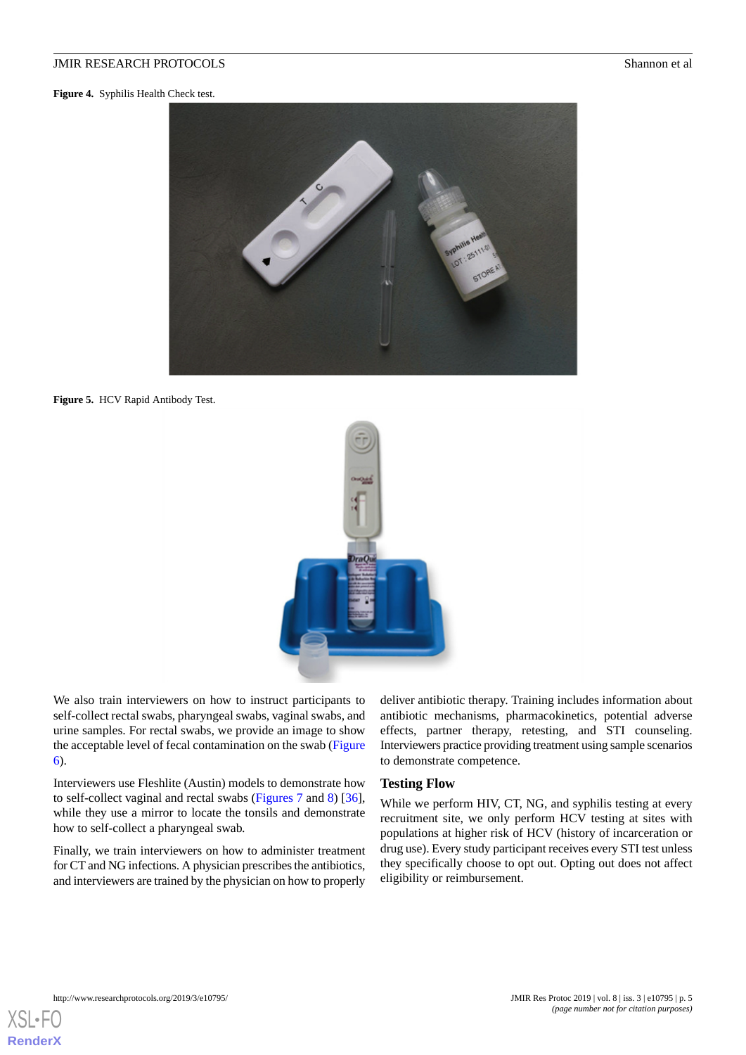**Figure 4.** Syphilis Health Check test.

**Figure 5.** HCV Rapid Antibody Test.

We also train interviewers on how to instruct participants to self-collect rectal swabs, pharyngeal swabs, vaginal swabs, and urine samples. For rectal swabs, we provide an image to show the acceptable level of fecal contamination on the swab (Figure 6).

Interviewers use Fleshlite (Austin) models to demonstrate how to self-collect vaginal and rectal swabs (Figures 7 and 8) [36], while they use a mirror to locate the tonsils and demonstrate how to self-collect a pharyngeal swab.

Finally, we train interviewers on how to administer treatment for CT and NG infections. A physician prescribes the antibiotics, and interviewers are trained by the physician on how to properly deliver antibiotic therapy. Training includes information about antibiotic mechanisms, pharmacokinetics, potential adverse effects, partner therapy, retesting, and STI counseling. Interviewers practice providing treatment using sample scenarios to demonstrate competence.

## Testing Flow

While we perform HIV, CT, NG, and syphilis testing at every recruitment site, we only perform HCV testing at sites with populations at higher risk of HCV (history of incarceration or drug use). Every study participant receives every STI test unless they specifically choose to opt out. Opting out does not affect eligibility or reimbursement.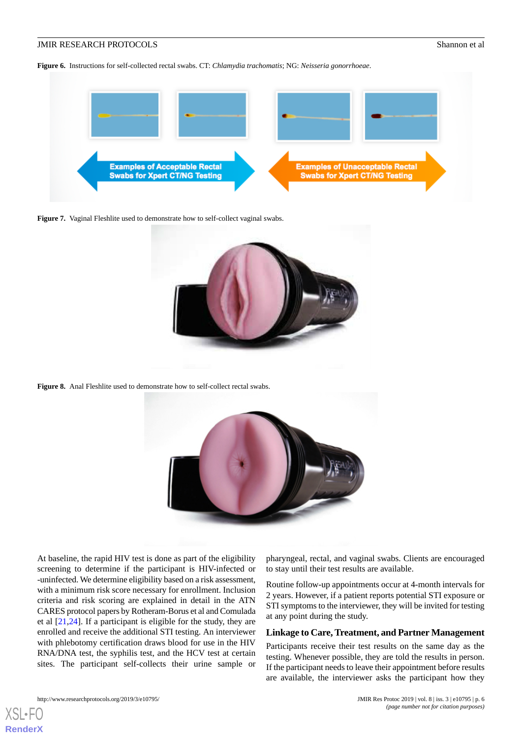**Figure 6.** Instructions for self-collected rectal swabs. CT: *Chlamydia trachomatis*; NG: *Neisseria gonorrhoeae*.

**Figure 7.** Vaginal Fleshlite used to demonstrate how to self-collect vaginal swabs.

**Figure 8.** Anal Fleshlite used to demonstrate how to self-collect rectal swabs.

At baseline, the rapid HIV test is done as part of the eligibility screening to determine if the participant is HIV-infected or -uninfected. We determine eligibility based on a risk assessment, with a minimum risk score necessary for enrollment. Inclusion criteria and risk scoring are explained in detail in the ATN CARES protocol papers by Rotheram-Borus et al and Comulada et al [21,24]. If a participant is eligible for the study, they are enrolled and receive the additional STI testing. An interviewer with phlebotomy certification draws blood for use in the HIV RNA/DNA test, the syphilis test, and the HCV test at certain sites. The participant self-collects their urine sample or pharyngeal, rectal, and vaginal swabs. Clients are encouraged to stay until their test results are available.

Routine follow-up appointments occur at 4-month intervals for 2 years. However, if a patient reports potential STI exposure or STI symptoms to the interviewer, they will be invited for testing at any point during the study.

### Linkage to Care, Treatment, and Partner Management

Participants receive their test results on the same day as the testing. Whenever possible, they are told the results in person. If the participant needs to leave their appointment before results are available, the interviewer asks the participant how they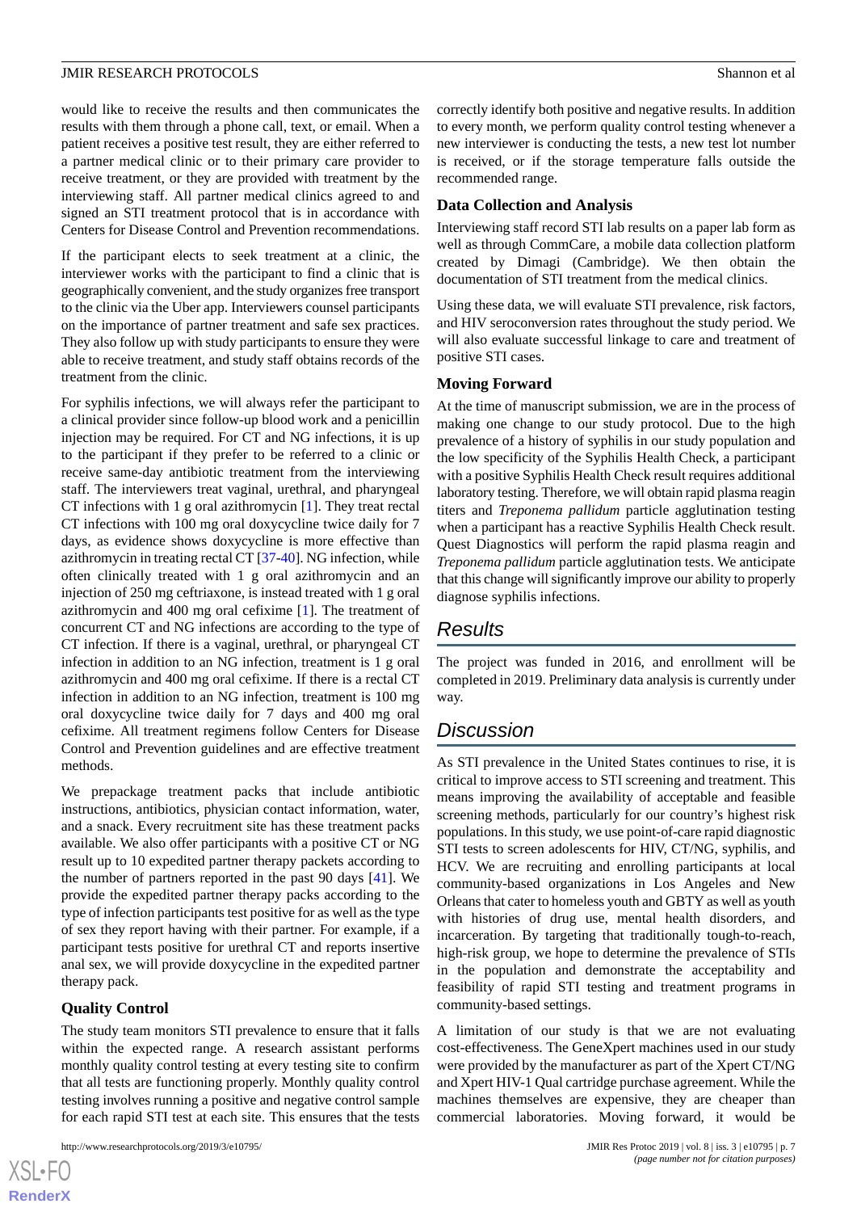would like to receive the results and then communicates the results with them through a phone call, text, or email. When a patient receives a positive test result, they are either referred to a partner medical clinic or to their primary care provider to receive treatment, or they are provided with treatment by the interviewing staff. All partner medical clinics agreed to and signed an STI treatment protocol that is in accordance with Centers for Disease Control and Prevention recommendations.

If the participant elects to seek treatment at a clinic, the interviewer works with the participant to find a clinic that is geographically convenient, and the study organizes free transport to the clinic via the Uber app. Interviewers counsel participants on the importance of partner treatment and safe sex practices. They also follow up with study participants to ensure they were able to receive treatment, and study staff obtains records of the treatment from the clinic.

For syphilis infections, we will always refer the participant to a clinical provider since follow-up blood work and a penicillin injection may be required. For CT and NG infections, it is up to the participant if they prefer to be referred to a clinic or receive same-day antibiotic treatment from the interviewing staff. The interviewers treat vaginal, urethral, and pharyngeal CT infections with 1 g oral azithromycin [1]. They treat rectal CT infections with 100 mg oral doxycycline twice daily for 7 days, as evidence shows doxycycline is more effective than azithromycin in treating rectal CT [37-40]. NG infection, while often clinically treated with 1 g oral azithromycin and an injection of 250 mg ceftriaxone, is instead treated with 1 g oral azithromycin and 400 mg oral cefixime [1]. The treatment of concurrent CT and NG infections are according to the type of CT infection. If there is a vaginal, urethral, or pharyngeal CT infection in addition to an NG infection, treatment is 1 g oral azithromycin and 400 mg oral cefixime. If there is a rectal CT infection in addition to an NG infection, treatment is 100 mg oral doxycycline twice daily for 7 days and 400 mg oral cefixime. All treatment regimens follow Centers for Disease Control and Prevention guidelines and are effective treatment methods.

We prepackage treatment packs that include antibiotic instructions, antibiotics, physician contact information, water, and a snack. Every recruitment site has these treatment packs available. We also offer participants with a positive CT or NG result up to 10 expedited partner therapy packets according to the number of partners reported in the past 90 days [41]. We provide the expedited partner therapy packs according to the type of infection participants test positive for as well as the type of sex they report having with their partner. For example, if a participant tests positive for urethral CT and reports insertive anal sex, we will provide doxycycline in the expedited partner therapy pack.

### Quality Control

The study team monitors STI prevalence to ensure that it falls within the expected range. A research assistant performs monthly quality control testing at every testing site to confirm that all tests are functioning properly. Monthly quality control testing involves running a positive and negative control sample for each rapid STI test at each site. This ensures that the tests correctly identify both positive and negative results. In addition to every month, we perform quality control testing whenever a new interviewer is conducting the tests, a new test lot number is received, or if the storage temperature falls outside the recommended range.

### Data Collection and Analysis

Interviewing staff record STI lab results on a paper lab form as well as through CommCare, a mobile data collection platform created by Dimagi (Cambridge). We then obtain the documentation of STI treatment from the medical clinics.

Using these data, we will evaluate STI prevalence, risk factors, and HIV seroconversion rates throughout the study period. We will also evaluate successful linkage to care and treatment of positive STI cases.

### Moving Forward

At the time of manuscript submission, we are in the process of making one change to our study protocol. Due to the high prevalence of a history of syphilis in our study population and the low specificity of the Syphilis Health Check, a participant with a positive Syphilis Health Check result requires additional laboratory testing. Therefore, we will obtain rapid plasma reagin titers and *Treponema pallidum* particle agglutination testing when a participant has a reactive Syphilis Health Check result. Quest Diagnostics will perform the rapid plasma reagin and *Treponema pallidum* particle agglutination tests. We anticipate that this change will significantly improve our ability to properly diagnose syphilis infections.

## Results

The project was funded in 2016, and enrollment will be completed in 2019. Preliminary data analysis is currently under way.

## Discussion

As STI prevalence in the United States continues to rise, it is critical to improve access to STI screening and treatment. This means improving the availability of acceptable and feasible screening methods, particularly for our country's highest risk populations. In this study, we use point-of-care rapid diagnostic STI tests to screen adolescents for HIV, CT/NG, syphilis, and HCV. We are recruiting and enrolling participants at local community-based organizations in Los Angeles and New Orleans that cater to homeless youth and GBTY as well as youth with histories of drug use, mental health disorders, and incarceration. By targeting that traditionally tough-to-reach, high-risk group, we hope to determine the prevalence of STIs in the population and demonstrate the acceptability and feasibility of rapid STI testing and treatment programs in community-based settings.

A limitation of our study is that we are not evaluating cost-effectiveness. The GeneXpert machines used in our study were provided by the manufacturer as part of the Xpert CT/NG and Xpert HIV-1 Qual cartridge purchase agreement. While the machines themselves are expensive, they are cheaper than commercial laboratories. Moving forward, it would be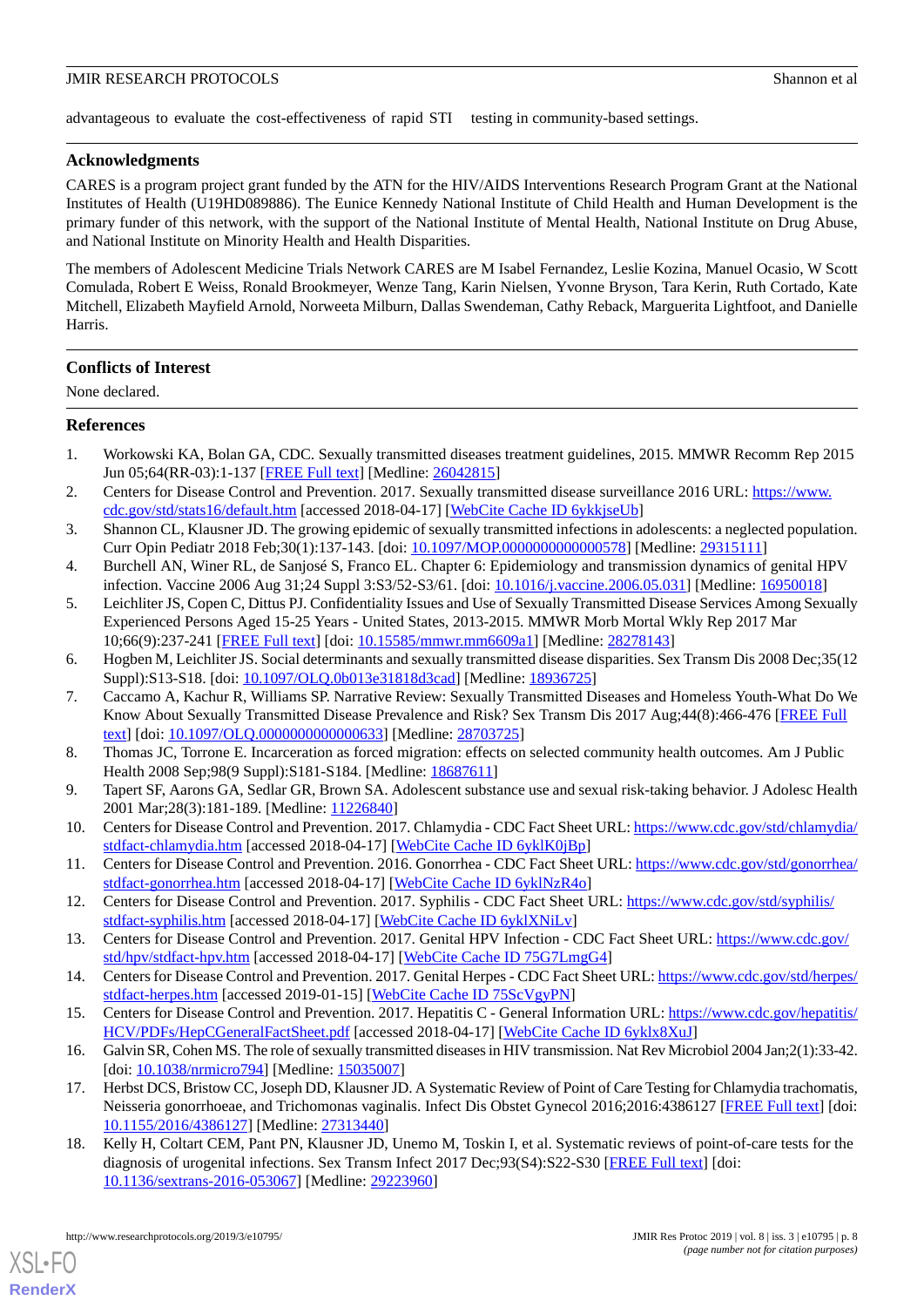advantageous to evaluate the cost-effectiveness of rapid STI testing in community-based settings.

## Acknowledgments

CARES is a program project grant funded by the ATN for the HIV/AIDS Interventions Research Program Grant at the National Institutes of Health (U19HD089886). The Eunice Kennedy National Institute of Child Health and Human Development is the primary funder of this network, with the support of the National Institute of Mental Health, National Institute on Drug Abuse, and National Institute on Minority Health and Health Disparities.

The members of Adolescent Medicine Trials Network CARES are M Isabel Fernandez, Leslie Kozina, Manuel Ocasio, W Scott Comulada, Robert E Weiss, Ronald Brookmeyer, Wenze Tang, Karin Nielsen, Yvonne Bryson, Tara Kerin, Ruth Cortado, Kate Mitchell, Elizabeth Mayfield Arnold, Norweeta Milburn, Dallas Swendeman, Cathy Reback, Marguerita Lightfoot, and Danielle Harris.

## Conflicts of Interest

None declared.

## References

1. Workowski KA, Bolan GA, CDC. Sexually transmitted diseases treatment guidelines, 2015. MMWR Recomm Rep 2015 Jun 05;64(RR-03):1-137 [FREE Full text] [Medline: 26042815]
2. Centers for Disease Control and Prevention. 2017. Sexually transmitted disease surveillance 2016 URL: https://www.cdc.gov/std/stats16/default.htm [accessed 2018-04-17] [WebCite Cache ID 6ykkjseUb]
3. Shannon CL, Klausner JD. The growing epidemic of sexually transmitted infections in adolescents: a neglected population. Curr Opin Pediatr 2018 Feb;30(1):137-143. [doi: 10.1097/MOP.0000000000000578] [Medline: 29315111]
4. Burchell AN, Winer RL, de Sanjosé S, Franco EL. Chapter 6: Epidemiology and transmission dynamics of genital HPV infection. Vaccine 2006 Aug 31;24 Suppl 3:S3/52-S3/61. [doi: 10.1016/j.vaccine.2006.05.031] [Medline: 16950018]
5. Leichliter JS, Copen C, Dittus PJ. Confidentiality Issues and Use of Sexually Transmitted Disease Services Among Sexually Experienced Persons Aged 15-25 Years - United States, 2013-2015. MMWR Morb Mortal Wkly Rep 2017 Mar 10;66(9):237-241 [FREE Full text] [doi: 10.15585/mmwr.mm6609a1] [Medline: 28278143]
6. Hogben M, Leichliter JS. Social determinants and sexually transmitted disease disparities. Sex Transm Dis 2008 Dec;35(12 Suppl):S13-S18. [doi: 10.1097/OLQ.0b013e31818d3cad] [Medline: 18936725]
7. Caccamo A, Kachur R, Williams SP. Narrative Review: Sexually Transmitted Diseases and Homeless Youth-What Do We Know About Sexually Transmitted Disease Prevalence and Risk? Sex Transm Dis 2017 Aug;44(8):466-476 [FREE Full text] [doi: 10.1097/OLQ.0000000000000633] [Medline: 28703725]
8. Thomas JC, Torrone E. Incarceration as forced migration: effects on selected community health outcomes. Am J Public Health 2008 Sep;98(9 Suppl):S181-S184. [Medline: 18687611]
9. Tapert SF, Aarons GA, Sedlar GR, Brown SA. Adolescent substance use and sexual risk-taking behavior. J Adolesc Health 2001 Mar;28(3):181-189. [Medline: 11226840]
10. Centers for Disease Control and Prevention. 2017. Chlamydia - CDC Fact Sheet URL: https://www.cdc.gov/std/chlamydia/stdfact-chlamydia.htm [accessed 2018-04-17] [WebCite Cache ID 6yklK0jBp]
11. Centers for Disease Control and Prevention. 2016. Gonorrhea - CDC Fact Sheet URL: https://www.cdc.gov/std/gonorrhea/stdfact-gonorrhea.htm [accessed 2018-04-17] [WebCite Cache ID 6yklNzR4o]
12. Centers for Disease Control and Prevention. 2017. Syphilis - CDC Fact Sheet URL: https://www.cdc.gov/std/syphilis/stdfact-syphilis.htm [accessed 2018-04-17] [WebCite Cache ID 6yklXNiLv]
13. Centers for Disease Control and Prevention. 2017. Genital HPV Infection - CDC Fact Sheet URL: https://www.cdc.gov/std/hpv/stdfact-hpv.htm [accessed 2018-04-17] [WebCite Cache ID 75G7LmgG4]
14. Centers for Disease Control and Prevention. 2017. Genital Herpes - CDC Fact Sheet URL: https://www.cdc.gov/std/herpes/stdfact-herpes.htm [accessed 2019-01-15] [WebCite Cache ID 75ScVgyPN]
15. Centers for Disease Control and Prevention. 2017. Hepatitis C - General Information URL: https://www.cdc.gov/hepatitis/HCV/PDFs/HepCGeneralFactSheet.pdf [accessed 2018-04-17] [WebCite Cache ID 6yklx8XuJ]
16. Galvin SR, Cohen MS. The role of sexually transmitted diseases in HIV transmission. Nat Rev Microbiol 2004 Jan;2(1):33-42. [doi: 10.1038/nrmicro794] [Medline: 15035007]
17. Herbst DCS, Bristow CC, Joseph DD, Klausner JD. A Systematic Review of Point of Care Testing for Chlamydia trachomatis, Neisseria gonorrhoeae, and Trichomonas vaginalis. Infect Dis Obstet Gynecol 2016;2016:4386127 [FREE Full text] [doi: 10.1155/2016/4386127] [Medline: 27313440]
18. Kelly H, Coltart CEM, Pant PN, Klausner JD, Unemo M, Toskin I, et al. Systematic reviews of point-of-care tests for the diagnosis of urogenital infections. Sex Transm Infect 2017 Dec;93(S4):S22-S30 [FREE Full text] [doi: 10.1136/sextrans-2016-053067] [Medline: 29223960]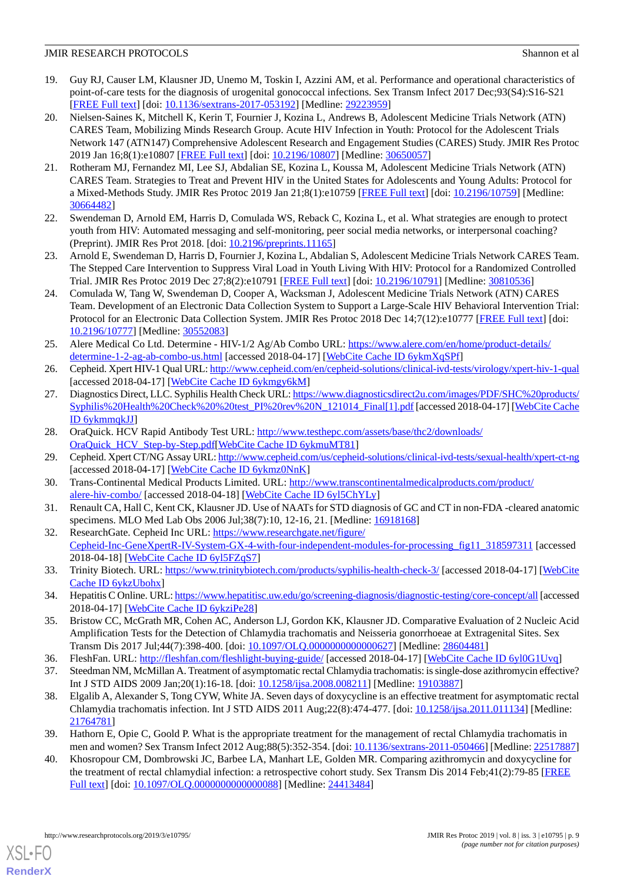19. Guy RJ, Causer LM, Klausner JD, Unemo M, Toskin I, Azzini AM, et al. Performance and operational characteristics of point-of-care tests for the diagnosis of urogenital gonococcal infections. Sex Transm Infect 2017 Dec;93(S4):S16-S21 [FREE Full text] [doi: 10.1136/sextrans-2017-053192] [Medline: 29223959]
20. Nielsen-Saines K, Mitchell K, Kerin T, Fournier J, Kozina L, Andrews B, Adolescent Medicine Trials Network (ATN) CARES Team, Mobilizing Minds Research Group. Acute HIV Infection in Youth: Protocol for the Adolescent Trials Network 147 (ATN147) Comprehensive Adolescent Research and Engagement Studies (CARES) Study. JMIR Res Protoc 2019 Jan 16;8(1):e10807 [FREE Full text] [doi: 10.2196/10807] [Medline: 30650057]
21. Rotheram MJ, Fernandez MI, Lee SJ, Abdalian SE, Kozina L, Koussa M, Adolescent Medicine Trials Network (ATN) CARES Team. Strategies to Treat and Prevent HIV in the United States for Adolescents and Young Adults: Protocol for a Mixed-Methods Study. JMIR Res Protoc 2019 Jan 21;8(1):e10759 [FREE Full text] [doi: 10.2196/10759] [Medline: 30664482]
22. Swendeman D, Arnold EM, Harris D, Comulada WS, Reback C, Kozina L, et al. What strategies are enough to protect youth from HIV: Automated messaging and self-monitoring, peer social media networks, or interpersonal coaching? (Preprint). JMIR Res Prot 2018. [doi: 10.2196/preprints.11165]
23. Arnold E, Swendeman D, Harris D, Fournier J, Kozina L, Abdalian S, Adolescent Medicine Trials Network CARES Team. The Stepped Care Intervention to Suppress Viral Load in Youth Living With HIV: Protocol for a Randomized Controlled Trial. JMIR Res Protoc 2019 Dec 27;8(2):e10791 [FREE Full text] [doi: 10.2196/10791] [Medline: 30810536]
24. Comulada W, Tang W, Swendeman D, Cooper A, Wacksman J, Adolescent Medicine Trials Network (ATN) CARES Team. Development of an Electronic Data Collection System to Support a Large-Scale HIV Behavioral Intervention Trial: Protocol for an Electronic Data Collection System. JMIR Res Protoc 2018 Dec 14;7(12):e10777 [FREE Full text] [doi: 10.2196/10777] [Medline: 30552083]
25. Alere Medical Co Ltd. Determine - HIV-1/2 Ag/Ab Combo URL: https://www.alere.com/en/home/product-details/determine-1-2-ag-ab-combo-us.html [accessed 2018-04-17] [WebCite Cache ID 6ykmXqSPf]
26. Cepheid. Xpert HIV-1 Qual URL: http://www.cepheid.com/en/cepheid-solutions/clinical-ivd-tests/virology/xpert-hiv-1-qual [accessed 2018-04-17] [WebCite Cache ID 6ykmgy6kM]
27. Diagnostics Direct, LLC. Syphilis Health Check URL: https://www.diagnosticsdirect2u.com/images/PDF/SHC%20products/Syphilis%20Health%20Check%20%20test_PI%20rev%20N_121014_Final[1].pdf [accessed 2018-04-17] [WebCite Cache ID 6ykmmqkJJ]
28. OraQuick. HCV Rapid Antibody Test URL: http://www.testhepc.com/assets/base/thc2/downloads/OraQuick_HCV_Step-by-Step.pdf[WebCite Cache ID 6ykmuMT81]
29. Cepheid. Xpert CT/NG Assay URL: http://www.cepheid.com/us/cepheid-solutions/clinical-ivd-tests/sexual-health/xpert-ct-ng [accessed 2018-04-17] [WebCite Cache ID 6ykmz0NnK]
30. Trans-Continental Medical Products Limited. URL: http://www.transcontinentalmedicalproducts.com/product/alere-hiv-combo/ [accessed 2018-04-18] [WebCite Cache ID 6yl5ChYLy]
31. Renault CA, Hall C, Kent CK, Klausner JD. Use of NAATs for STD diagnosis of GC and CT in non-FDA -cleared anatomic specimens. MLO Med Lab Obs 2006 Jul;38(7):10, 12-16, 21. [Medline: 16918168]
32. ResearchGate. Cepheid Inc URL: https://www.researchgate.net/figure/Cepheid-Inc-GeneXpertR-IV-System-GX-4-with-four-independent-modules-for-processing_fig11_318597311 [accessed 2018-04-18] [WebCite Cache ID 6yl5FZqS7]
33. Trinity Biotech. URL: https://www.trinitybiotech.com/products/syphilis-health-check-3/ [accessed 2018-04-17] [WebCite Cache ID 6ykzUbohx]
34. Hepatitis C Online. URL: https://www.hepatitisc.uw.edu/go/screening-diagnosis/diagnostic-testing/core-concept/all [accessed 2018-04-17] [WebCite Cache ID 6ykziPe28]
35. Bristow CC, McGrath MR, Cohen AC, Anderson LJ, Gordon KK, Klausner JD. Comparative Evaluation of 2 Nucleic Acid Amplification Tests for the Detection of Chlamydia trachomatis and Neisseria gonorrhoeae at Extragenital Sites. Sex Transm Dis 2017 Jul;44(7):398-400. [doi: 10.1097/OLQ.0000000000000627] [Medline: 28604481]
36. FleshFan. URL: http://fleshfan.com/fleshlight-buying-guide/ [accessed 2018-04-17] [WebCite Cache ID 6yl0G1Uvq]
37. Steedman NM, McMillan A. Treatment of asymptomatic rectal Chlamydia trachomatis: is single-dose azithromycin effective? Int J STD AIDS 2009 Jan;20(1):16-18. [doi: 10.1258/ijsa.2008.008211] [Medline: 19103887]
38. Elgalib A, Alexander S, Tong CYW, White JA. Seven days of doxycycline is an effective treatment for asymptomatic rectal Chlamydia trachomatis infection. Int J STD AIDS 2011 Aug;22(8):474-477. [doi: 10.1258/ijsa.2011.011134] [Medline: 21764781]
39. Hathorn E, Opie C, Goold P. What is the appropriate treatment for the management of rectal Chlamydia trachomatis in men and women? Sex Transm Infect 2012 Aug;88(5):352-354. [doi: 10.1136/sextrans-2011-050466] [Medline: 22517887]
40. Khosropour CM, Dombrowski JC, Barbee LA, Manhart LE, Golden MR. Comparing azithromycin and doxycycline for the treatment of rectal chlamydial infection: a retrospective cohort study. Sex Transm Dis 2014 Feb;41(2):79-85 [FREE Full text] [doi: 10.1097/OLQ.0000000000000088] [Medline: 24413484]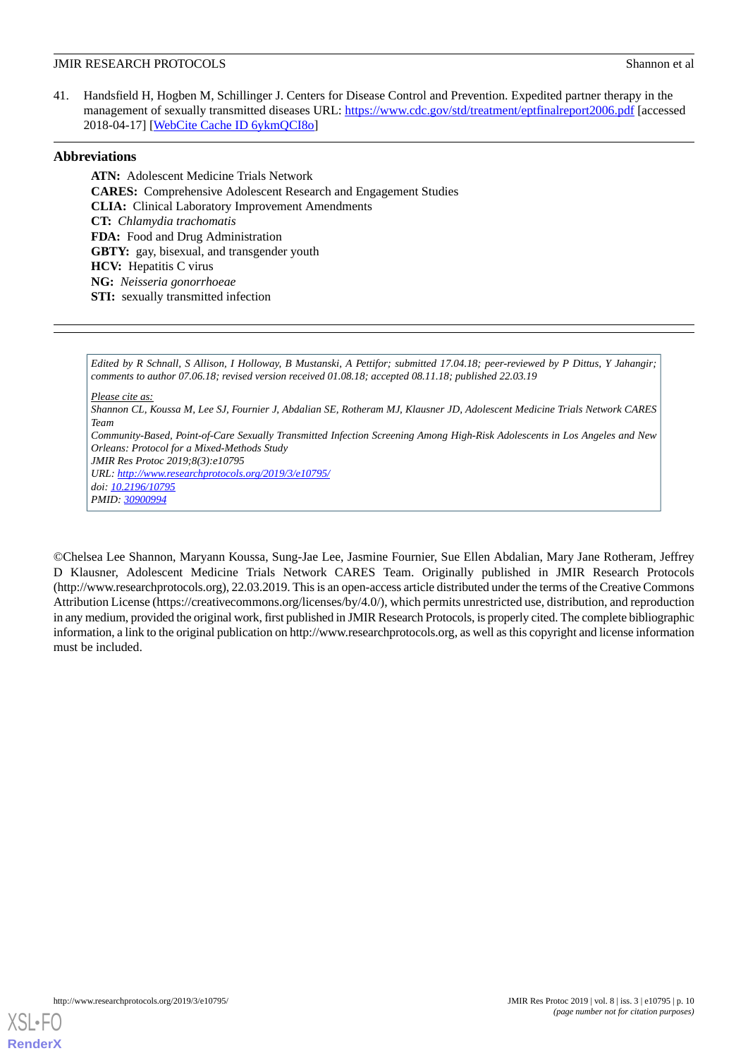41. Handsfield H, Hogben M, Schillinger J. Centers for Disease Control and Prevention. Expedited partner therapy in the management of sexually transmitted diseases URL: https://www.cdc.gov/std/treatment/eptfinalreport2006.pdf [accessed 2018-04-17] [WebCite Cache ID 6ykmQCI8o]

## Abbreviations

**ATN:** Adolescent Medicine Trials Network
**CARES:** Comprehensive Adolescent Research and Engagement Studies
**CLIA:** Clinical Laboratory Improvement Amendments
**CT:** *Chlamydia trachomatis*
**FDA:** Food and Drug Administration
**GBTY:** gay, bisexual, and transgender youth
**HCV:** Hepatitis C virus
**NG:** *Neisseria gonorrhoeae*
**STI:** sexually transmitted infection

*Edited by R Schnall, S Allison, I Holloway, B Mustanski, A Pettifor; submitted 17.04.18; peer-reviewed by P Dittus, Y Jahangir; comments to author 07.06.18; revised version received 01.08.18; accepted 08.11.18; published 22.03.19*

*Please cite as:*
*Shannon CL, Koussa M, Lee SJ, Fournier J, Abdalian SE, Rotheram MJ, Klausner JD, Adolescent Medicine Trials Network CARES Team*
*Community-Based, Point-of-Care Sexually Transmitted Infection Screening Among High-Risk Adolescents in Los Angeles and New Orleans: Protocol for a Mixed-Methods Study*
*JMIR Res Protoc 2019;8(3):e10795*
*URL: http://www.researchprotocols.org/2019/3/e10795/*
*doi: 10.2196/10795*
*PMID: 30900994*

©Chelsea Lee Shannon, Maryann Koussa, Sung-Jae Lee, Jasmine Fournier, Sue Ellen Abdalian, Mary Jane Rotheram, Jeffrey D Klausner, Adolescent Medicine Trials Network CARES Team. Originally published in JMIR Research Protocols (http://www.researchprotocols.org), 22.03.2019. This is an open-access article distributed under the terms of the Creative Commons Attribution License (https://creativecommons.org/licenses/by/4.0/), which permits unrestricted use, distribution, and reproduction in any medium, provided the original work, first published in JMIR Research Protocols, is properly cited. The complete bibliographic information, a link to the original publication on http://www.researchprotocols.org, as well as this copyright and license information must be included.